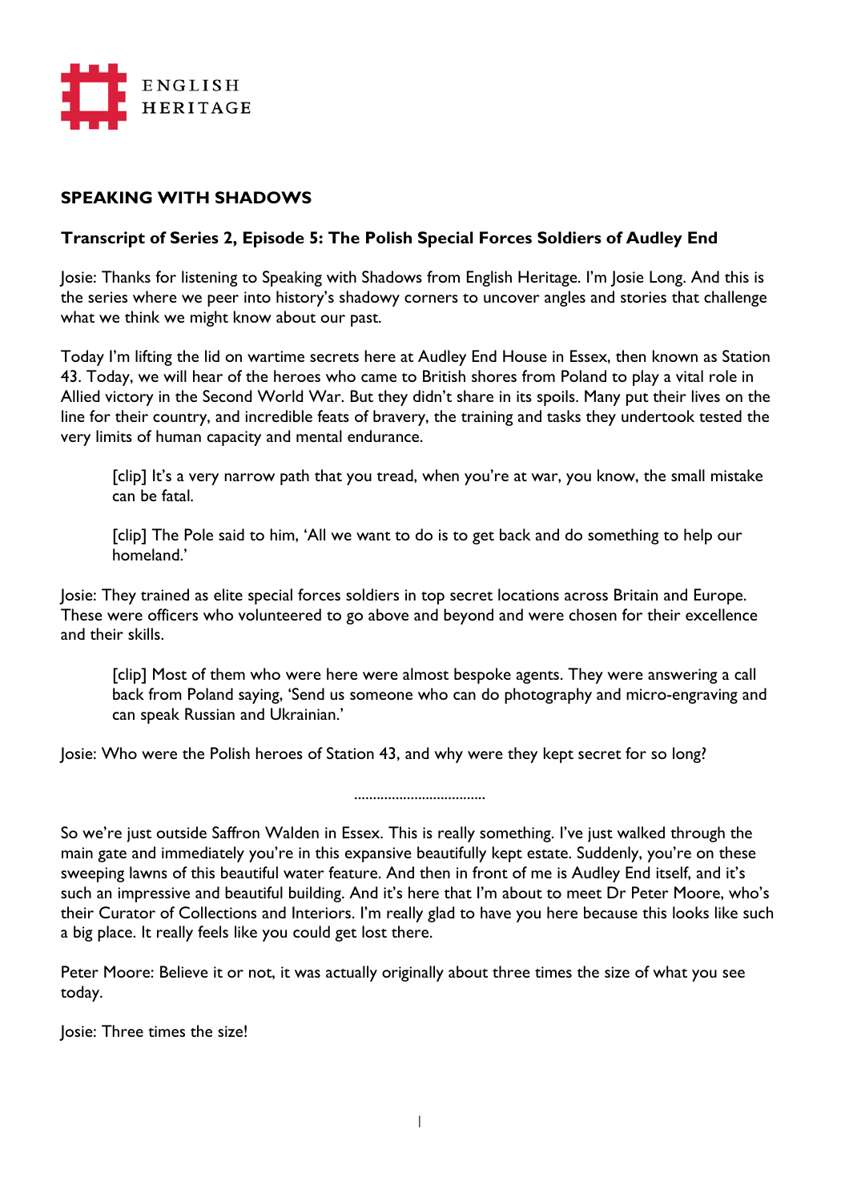ENGLISH HERITAGE

## SPEAKING WITH SHADOWS

### Transcript of Series 2, Episode 5: The Polish Special Forces Soldiers of Audley End

Josie: Thanks for listening to Speaking with Shadows from English Heritage. I'm Josie Long. And this is the series where we peer into history's shadowy corners to uncover angles and stories that challenge what we think we might know about our past.

Today I'm lifting the lid on wartime secrets here at Audley End House in Essex, then known as Station 43. Today, we will hear of the heroes who came to British shores from Poland to play a vital role in Allied victory in the Second World War. But they didn't share in its spoils. Many put their lives on the line for their country, and incredible feats of bravery, the training and tasks they undertook tested the very limits of human capacity and mental endurance.

> [clip] It's a very narrow path that you tread, when you're at war, you know, the small mistake can be fatal.

> [clip] The Pole said to him, 'All we want to do is to get back and do something to help our homeland.'

Josie: They trained as elite special forces soldiers in top secret locations across Britain and Europe. These were officers who volunteered to go above and beyond and were chosen for their excellence and their skills.

> [clip] Most of them who were here were almost bespoke agents. They were answering a call back from Poland saying, 'Send us someone who can do photography and micro-engraving and can speak Russian and Ukrainian.'

Josie: Who were the Polish heroes of Station 43, and why were they kept secret for so long?

..................................

So we're just outside Saffron Walden in Essex. This is really something. I've just walked through the main gate and immediately you're in this expansive beautifully kept estate. Suddenly, you're on these sweeping lawns of this beautiful water feature. And then in front of me is Audley End itself, and it's such an impressive and beautiful building. And it's here that I'm about to meet Dr Peter Moore, who's their Curator of Collections and Interiors. I'm really glad to have you here because this looks like such a big place. It really feels like you could get lost there.

Peter Moore: Believe it or not, it was actually originally about three times the size of what you see today.

Josie: Three times the size!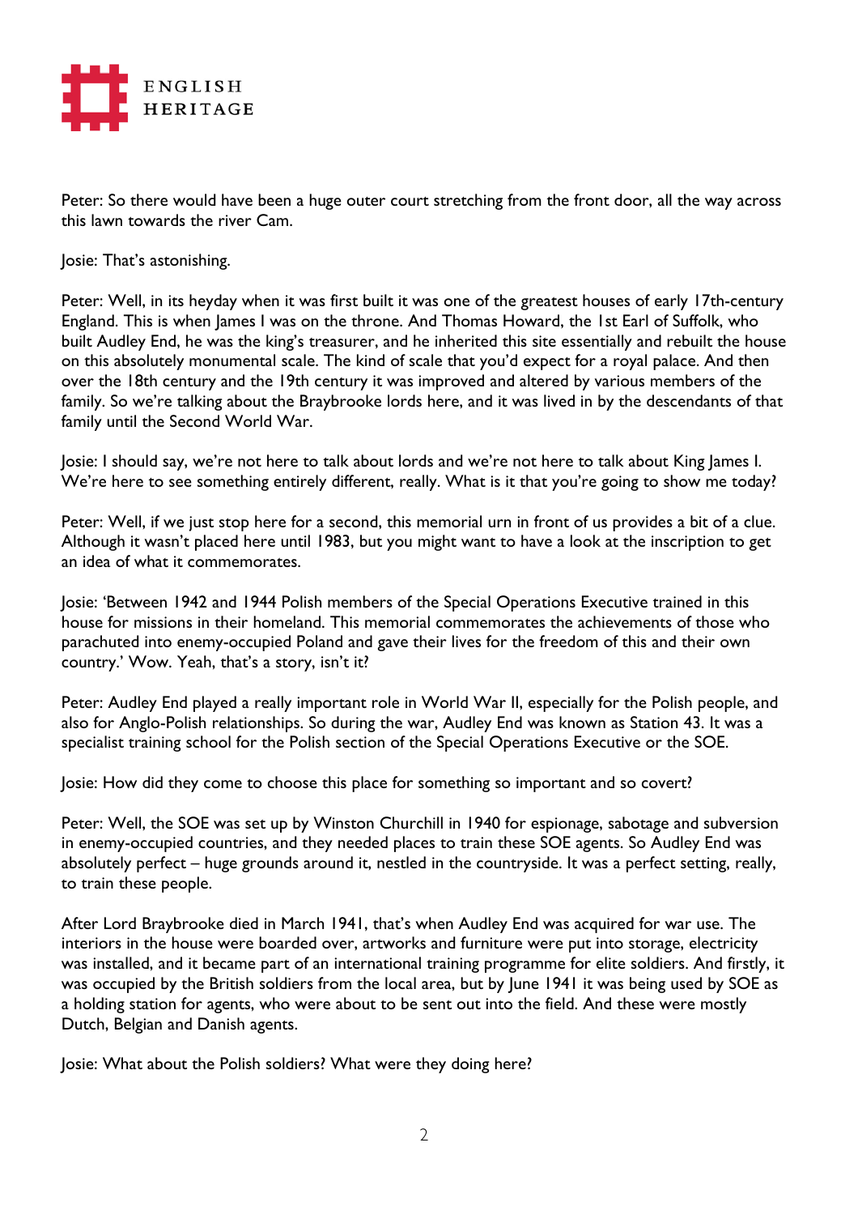Peter: So there would have been a huge outer court stretching from the front door, all the way across this lawn towards the river Cam.

Josie: That's astonishing.

Peter: Well, in its heyday when it was first built it was one of the greatest houses of early 17th-century England. This is when James I was on the throne. And Thomas Howard, the 1st Earl of Suffolk, who built Audley End, he was the king's treasurer, and he inherited this site essentially and rebuilt the house on this absolutely monumental scale. The kind of scale that you'd expect for a royal palace. And then over the 18th century and the 19th century it was improved and altered by various members of the family. So we're talking about the Braybrooke lords here, and it was lived in by the descendants of that family until the Second World War.

Josie: I should say, we're not here to talk about lords and we're not here to talk about King James I. We're here to see something entirely different, really. What is it that you're going to show me today?

Peter: Well, if we just stop here for a second, this memorial urn in front of us provides a bit of a clue. Although it wasn't placed here until 1983, but you might want to have a look at the inscription to get an idea of what it commemorates.

Josie: 'Between 1942 and 1944 Polish members of the Special Operations Executive trained in this house for missions in their homeland. This memorial commemorates the achievements of those who parachuted into enemy-occupied Poland and gave their lives for the freedom of this and their own country.' Wow. Yeah, that's a story, isn't it?

Peter: Audley End played a really important role in World War II, especially for the Polish people, and also for Anglo-Polish relationships. So during the war, Audley End was known as Station 43. It was a specialist training school for the Polish section of the Special Operations Executive or the SOE.

Josie: How did they come to choose this place for something so important and so covert?

Peter: Well, the SOE was set up by Winston Churchill in 1940 for espionage, sabotage and subversion in enemy-occupied countries, and they needed places to train these SOE agents. So Audley End was absolutely perfect – huge grounds around it, nestled in the countryside. It was a perfect setting, really, to train these people.

After Lord Braybrooke died in March 1941, that's when Audley End was acquired for war use. The interiors in the house were boarded over, artworks and furniture were put into storage, electricity was installed, and it became part of an international training programme for elite soldiers. And firstly, it was occupied by the British soldiers from the local area, but by June 1941 it was being used by SOE as a holding station for agents, who were about to be sent out into the field. And these were mostly Dutch, Belgian and Danish agents.

Josie: What about the Polish soldiers? What were they doing here?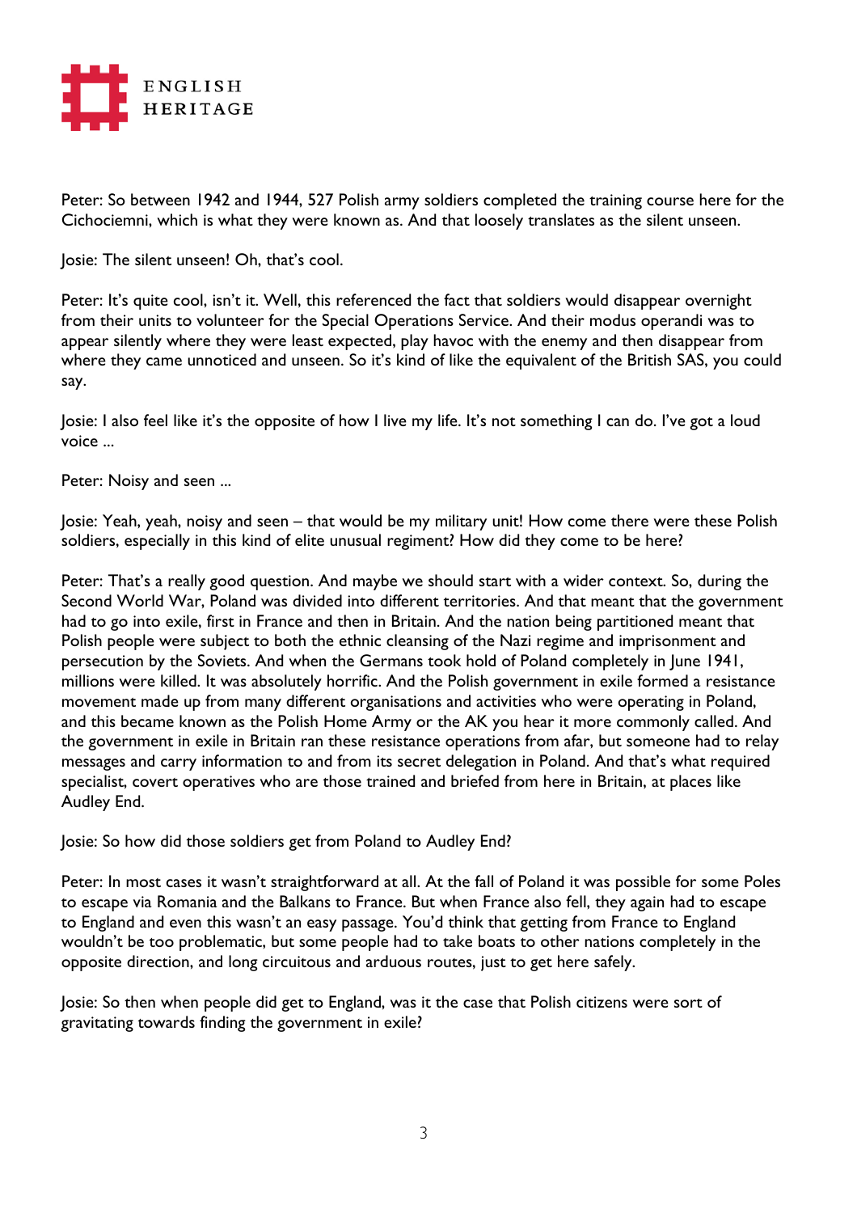Peter: So between 1942 and 1944, 527 Polish army soldiers completed the training course here for the Cichociemni, which is what they were known as. And that loosely translates as the silent unseen.

Josie: The silent unseen! Oh, that's cool.

Peter: It's quite cool, isn't it. Well, this referenced the fact that soldiers would disappear overnight from their units to volunteer for the Special Operations Service. And their modus operandi was to appear silently where they were least expected, play havoc with the enemy and then disappear from where they came unnoticed and unseen. So it's kind of like the equivalent of the British SAS, you could say.

Josie: I also feel like it's the opposite of how I live my life. It's not something I can do. I've got a loud voice ...

Peter: Noisy and seen ...

Josie: Yeah, yeah, noisy and seen – that would be my military unit! How come there were these Polish soldiers, especially in this kind of elite unusual regiment? How did they come to be here?

Peter: That's a really good question. And maybe we should start with a wider context. So, during the Second World War, Poland was divided into different territories. And that meant that the government had to go into exile, first in France and then in Britain. And the nation being partitioned meant that Polish people were subject to both the ethnic cleansing of the Nazi regime and imprisonment and persecution by the Soviets. And when the Germans took hold of Poland completely in June 1941, millions were killed. It was absolutely horrific. And the Polish government in exile formed a resistance movement made up from many different organisations and activities who were operating in Poland, and this became known as the Polish Home Army or the AK you hear it more commonly called. And the government in exile in Britain ran these resistance operations from afar, but someone had to relay messages and carry information to and from its secret delegation in Poland. And that's what required specialist, covert operatives who are those trained and briefed from here in Britain, at places like Audley End.

Josie: So how did those soldiers get from Poland to Audley End?

Peter: In most cases it wasn't straightforward at all. At the fall of Poland it was possible for some Poles to escape via Romania and the Balkans to France. But when France also fell, they again had to escape to England and even this wasn't an easy passage. You'd think that getting from France to England wouldn't be too problematic, but some people had to take boats to other nations completely in the opposite direction, and long circuitous and arduous routes, just to get here safely.

Josie: So then when people did get to England, was it the case that Polish citizens were sort of gravitating towards finding the government in exile?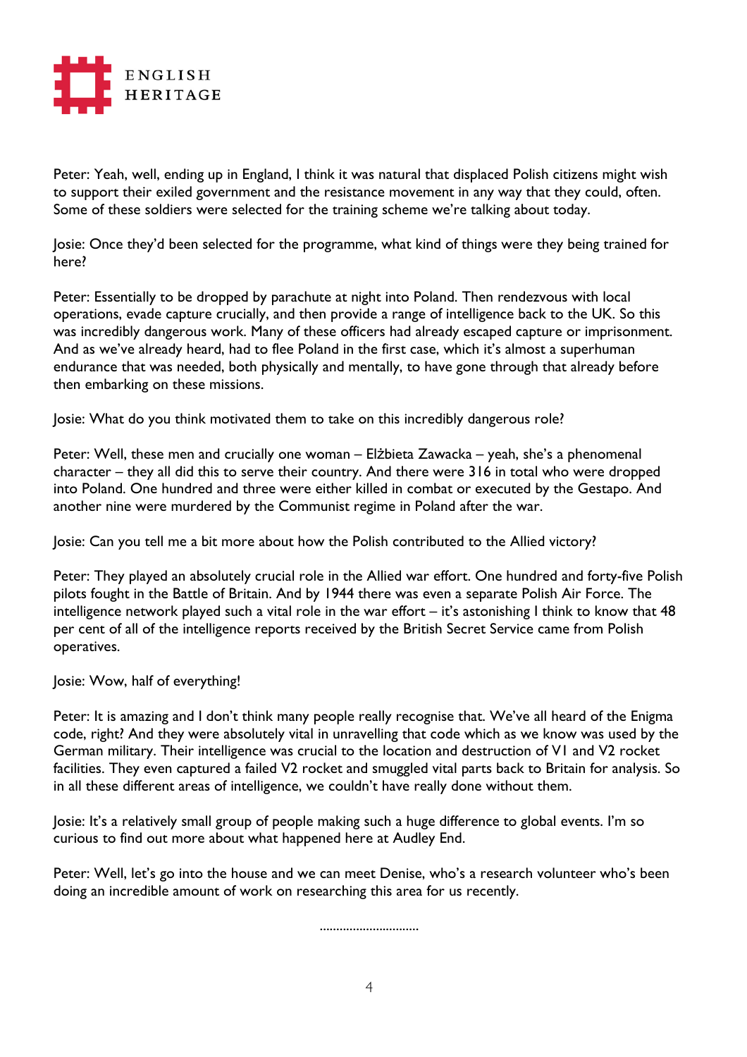Peter: Yeah, well, ending up in England, I think it was natural that displaced Polish citizens might wish to support their exiled government and the resistance movement in any way that they could, often. Some of these soldiers were selected for the training scheme we're talking about today.

Josie: Once they'd been selected for the programme, what kind of things were they being trained for here?

Peter: Essentially to be dropped by parachute at night into Poland. Then rendezvous with local operations, evade capture crucially, and then provide a range of intelligence back to the UK. So this was incredibly dangerous work. Many of these officers had already escaped capture or imprisonment. And as we've already heard, had to flee Poland in the first case, which it's almost a superhuman endurance that was needed, both physically and mentally, to have gone through that already before then embarking on these missions.

Josie: What do you think motivated them to take on this incredibly dangerous role?

Peter: Well, these men and crucially one woman – Elżbieta Zawacka – yeah, she's a phenomenal character – they all did this to serve their country. And there were 316 in total who were dropped into Poland. One hundred and three were either killed in combat or executed by the Gestapo. And another nine were murdered by the Communist regime in Poland after the war.

Josie: Can you tell me a bit more about how the Polish contributed to the Allied victory?

Peter: They played an absolutely crucial role in the Allied war effort. One hundred and forty-five Polish pilots fought in the Battle of Britain. And by 1944 there was even a separate Polish Air Force. The intelligence network played such a vital role in the war effort – it's astonishing I think to know that 48 per cent of all of the intelligence reports received by the British Secret Service came from Polish operatives.

Josie: Wow, half of everything!

Peter: It is amazing and I don't think many people really recognise that. We've all heard of the Enigma code, right? And they were absolutely vital in unravelling that code which as we know was used by the German military. Their intelligence was crucial to the location and destruction of V1 and V2 rocket facilities. They even captured a failed V2 rocket and smuggled vital parts back to Britain for analysis. So in all these different areas of intelligence, we couldn't have really done without them.

Josie: It's a relatively small group of people making such a huge difference to global events. I'm so curious to find out more about what happened here at Audley End.

Peter: Well, let's go into the house and we can meet Denise, who's a research volunteer who's been doing an incredible amount of work on researching this area for us recently.

.............................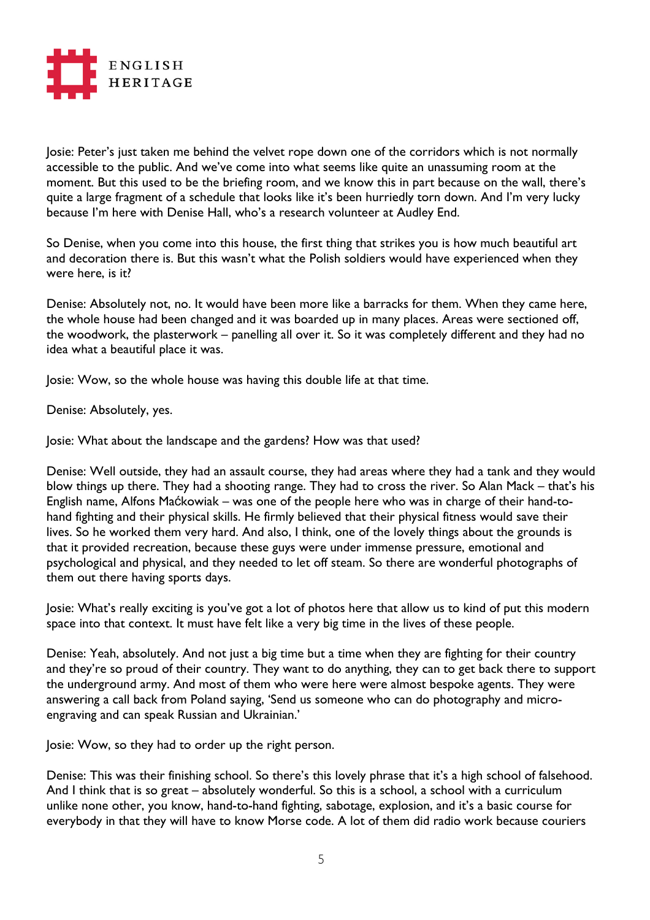Josie: Peter's just taken me behind the velvet rope down one of the corridors which is not normally accessible to the public. And we've come into what seems like quite an unassuming room at the moment. But this used to be the briefing room, and we know this in part because on the wall, there's quite a large fragment of a schedule that looks like it's been hurriedly torn down. And I'm very lucky because I'm here with Denise Hall, who's a research volunteer at Audley End.

So Denise, when you come into this house, the first thing that strikes you is how much beautiful art and decoration there is. But this wasn't what the Polish soldiers would have experienced when they were here, is it?

Denise: Absolutely not, no. It would have been more like a barracks for them. When they came here, the whole house had been changed and it was boarded up in many places. Areas were sectioned off, the woodwork, the plasterwork – panelling all over it. So it was completely different and they had no idea what a beautiful place it was.

Josie: Wow, so the whole house was having this double life at that time.

Denise: Absolutely, yes.

Josie: What about the landscape and the gardens? How was that used?

Denise: Well outside, they had an assault course, they had areas where they had a tank and they would blow things up there. They had a shooting range. They had to cross the river. So Alan Mack – that's his English name, Alfons Maćkowiak – was one of the people here who was in charge of their hand-to-hand fighting and their physical skills. He firmly believed that their physical fitness would save their lives. So he worked them very hard. And also, I think, one of the lovely things about the grounds is that it provided recreation, because these guys were under immense pressure, emotional and psychological and physical, and they needed to let off steam. So there are wonderful photographs of them out there having sports days.

Josie: What's really exciting is you've got a lot of photos here that allow us to kind of put this modern space into that context. It must have felt like a very big time in the lives of these people.

Denise: Yeah, absolutely. And not just a big time but a time when they are fighting for their country and they're so proud of their country. They want to do anything, they can to get back there to support the underground army. And most of them who were here were almost bespoke agents. They were answering a call back from Poland saying, 'Send us someone who can do photography and micro-engraving and can speak Russian and Ukrainian.'

Josie: Wow, so they had to order up the right person.

Denise: This was their finishing school. So there's this lovely phrase that it's a high school of falsehood. And I think that is so great – absolutely wonderful. So this is a school, a school with a curriculum unlike none other, you know, hand-to-hand fighting, sabotage, explosion, and it's a basic course for everybody in that they will have to know Morse code. A lot of them did radio work because couriers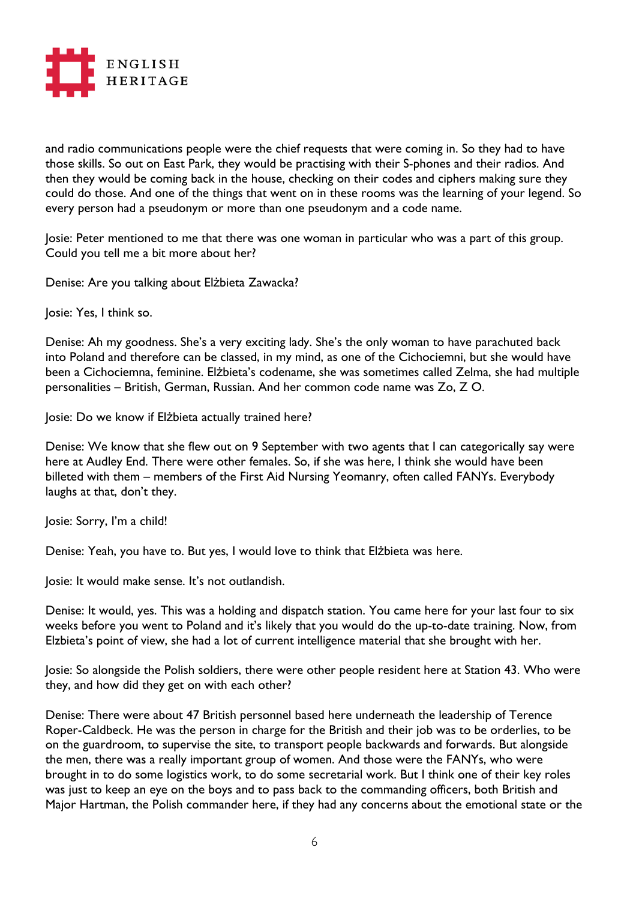and radio communications people were the chief requests that were coming in. So they had to have those skills. So out on East Park, they would be practising with their S-phones and their radios. And then they would be coming back in the house, checking on their codes and ciphers making sure they could do those. And one of the things that went on in these rooms was the learning of your legend. So every person had a pseudonym or more than one pseudonym and a code name.

Josie: Peter mentioned to me that there was one woman in particular who was a part of this group. Could you tell me a bit more about her?

Denise: Are you talking about Elżbieta Zawacka?

Josie: Yes, I think so.

Denise: Ah my goodness. She's a very exciting lady. She's the only woman to have parachuted back into Poland and therefore can be classed, in my mind, as one of the Cichociemni, but she would have been a Cichociemna, feminine. Elżbieta's codename, she was sometimes called Zelma, she had multiple personalities – British, German, Russian. And her common code name was Zo, Z O.

Josie: Do we know if Elżbieta actually trained here?

Denise: We know that she flew out on 9 September with two agents that I can categorically say were here at Audley End. There were other females. So, if she was here, I think she would have been billeted with them – members of the First Aid Nursing Yeomanry, often called FANYs. Everybody laughs at that, don't they.

Josie: Sorry, I'm a child!

Denise: Yeah, you have to. But yes, I would love to think that Elżbieta was here.

Josie: It would make sense. It's not outlandish.

Denise: It would, yes. This was a holding and dispatch station. You came here for your last four to six weeks before you went to Poland and it's likely that you would do the up-to-date training. Now, from Elzbieta's point of view, she had a lot of current intelligence material that she brought with her.

Josie: So alongside the Polish soldiers, there were other people resident here at Station 43. Who were they, and how did they get on with each other?

Denise: There were about 47 British personnel based here underneath the leadership of Terence Roper-Caldbeck. He was the person in charge for the British and their job was to be orderlies, to be on the guardroom, to supervise the site, to transport people backwards and forwards. But alongside the men, there was a really important group of women. And those were the FANYs, who were brought in to do some logistics work, to do some secretarial work. But I think one of their key roles was just to keep an eye on the boys and to pass back to the commanding officers, both British and Major Hartman, the Polish commander here, if they had any concerns about the emotional state or the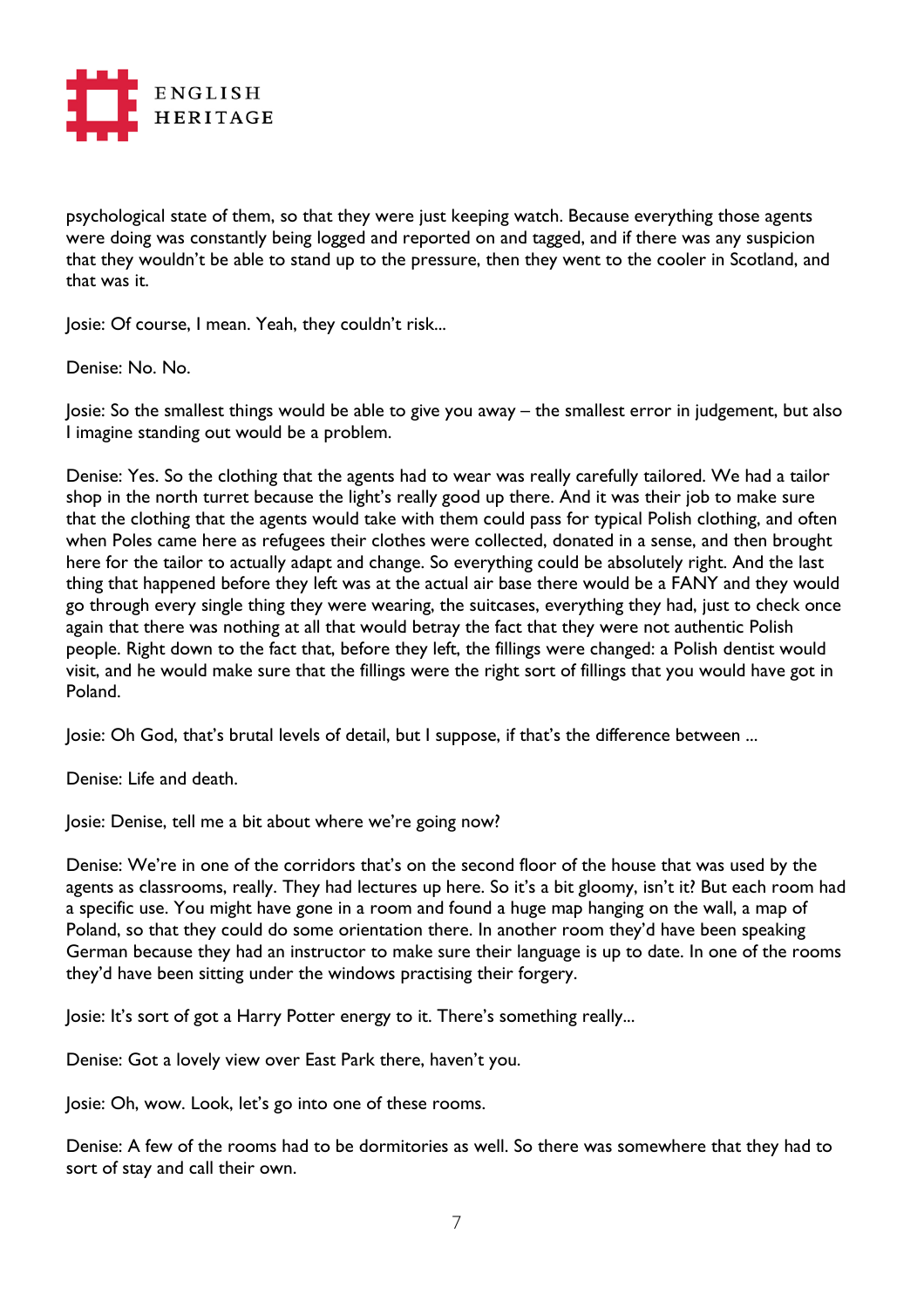psychological state of them, so that they were just keeping watch. Because everything those agents were doing was constantly being logged and reported on and tagged, and if there was any suspicion that they wouldn't be able to stand up to the pressure, then they went to the cooler in Scotland, and that was it.

Josie: Of course, I mean. Yeah, they couldn't risk...

Denise: No. No.

Josie: So the smallest things would be able to give you away – the smallest error in judgement, but also I imagine standing out would be a problem.

Denise: Yes. So the clothing that the agents had to wear was really carefully tailored. We had a tailor shop in the north turret because the light's really good up there. And it was their job to make sure that the clothing that the agents would take with them could pass for typical Polish clothing, and often when Poles came here as refugees their clothes were collected, donated in a sense, and then brought here for the tailor to actually adapt and change. So everything could be absolutely right. And the last thing that happened before they left was at the actual air base there would be a FANY and they would go through every single thing they were wearing, the suitcases, everything they had, just to check once again that there was nothing at all that would betray the fact that they were not authentic Polish people. Right down to the fact that, before they left, the fillings were changed: a Polish dentist would visit, and he would make sure that the fillings were the right sort of fillings that you would have got in Poland.

Josie: Oh God, that's brutal levels of detail, but I suppose, if that's the difference between ...

Denise: Life and death.

Josie: Denise, tell me a bit about where we're going now?

Denise: We're in one of the corridors that's on the second floor of the house that was used by the agents as classrooms, really. They had lectures up here. So it's a bit gloomy, isn't it? But each room had a specific use. You might have gone in a room and found a huge map hanging on the wall, a map of Poland, so that they could do some orientation there. In another room they'd have been speaking German because they had an instructor to make sure their language is up to date. In one of the rooms they'd have been sitting under the windows practising their forgery.

Josie: It's sort of got a Harry Potter energy to it. There's something really...

Denise: Got a lovely view over East Park there, haven't you.

Josie: Oh, wow. Look, let's go into one of these rooms.

Denise: A few of the rooms had to be dormitories as well. So there was somewhere that they had to sort of stay and call their own.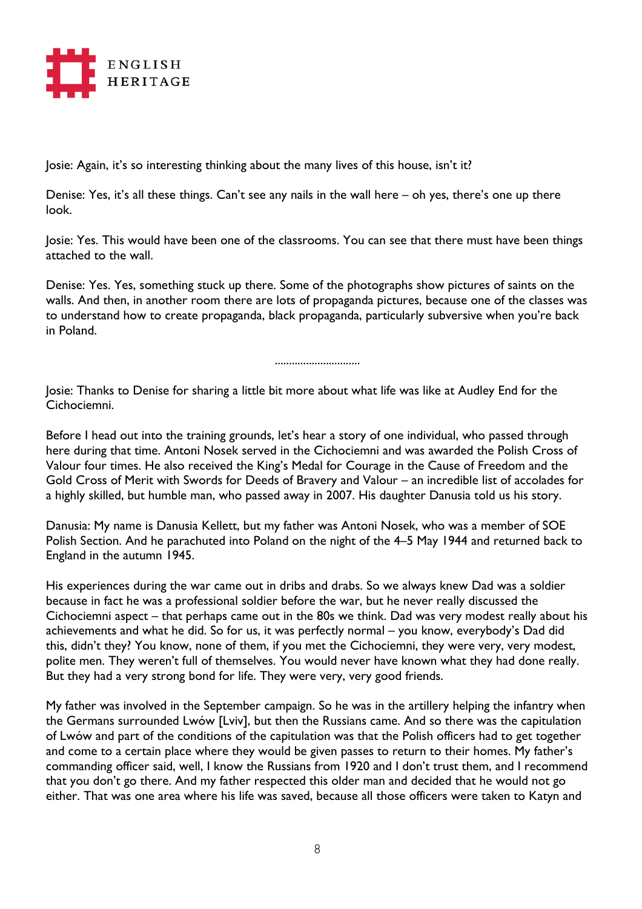Josie: Again, it's so interesting thinking about the many lives of this house, isn't it?

Denise: Yes, it's all these things. Can't see any nails in the wall here – oh yes, there's one up there look.

Josie: Yes. This would have been one of the classrooms. You can see that there must have been things attached to the wall.

Denise: Yes. Yes, something stuck up there. Some of the photographs show pictures of saints on the walls. And then, in another room there are lots of propaganda pictures, because one of the classes was to understand how to create propaganda, black propaganda, particularly subversive when you're back in Poland.

..............................

Josie: Thanks to Denise for sharing a little bit more about what life was like at Audley End for the Cichociemni.

Before I head out into the training grounds, let's hear a story of one individual, who passed through here during that time. Antoni Nosek served in the Cichociemni and was awarded the Polish Cross of Valour four times. He also received the King's Medal for Courage in the Cause of Freedom and the Gold Cross of Merit with Swords for Deeds of Bravery and Valour – an incredible list of accolades for a highly skilled, but humble man, who passed away in 2007. His daughter Danusia told us his story.

Danusia: My name is Danusia Kellett, but my father was Antoni Nosek, who was a member of SOE Polish Section. And he parachuted into Poland on the night of the 4–5 May 1944 and returned back to England in the autumn 1945.

His experiences during the war came out in dribs and drabs. So we always knew Dad was a soldier because in fact he was a professional soldier before the war, but he never really discussed the Cichociemni aspect – that perhaps came out in the 80s we think. Dad was very modest really about his achievements and what he did. So for us, it was perfectly normal – you know, everybody's Dad did this, didn't they? You know, none of them, if you met the Cichociemni, they were very, very modest, polite men. They weren't full of themselves. You would never have known what they had done really. But they had a very strong bond for life. They were very, very good friends.

My father was involved in the September campaign. So he was in the artillery helping the infantry when the Germans surrounded Lwów [Lviv], but then the Russians came. And so there was the capitulation of Lwów and part of the conditions of the capitulation was that the Polish officers had to get together and come to a certain place where they would be given passes to return to their homes. My father's commanding officer said, well, I know the Russians from 1920 and I don't trust them, and I recommend that you don't go there. And my father respected this older man and decided that he would not go either. That was one area where his life was saved, because all those officers were taken to Katyn and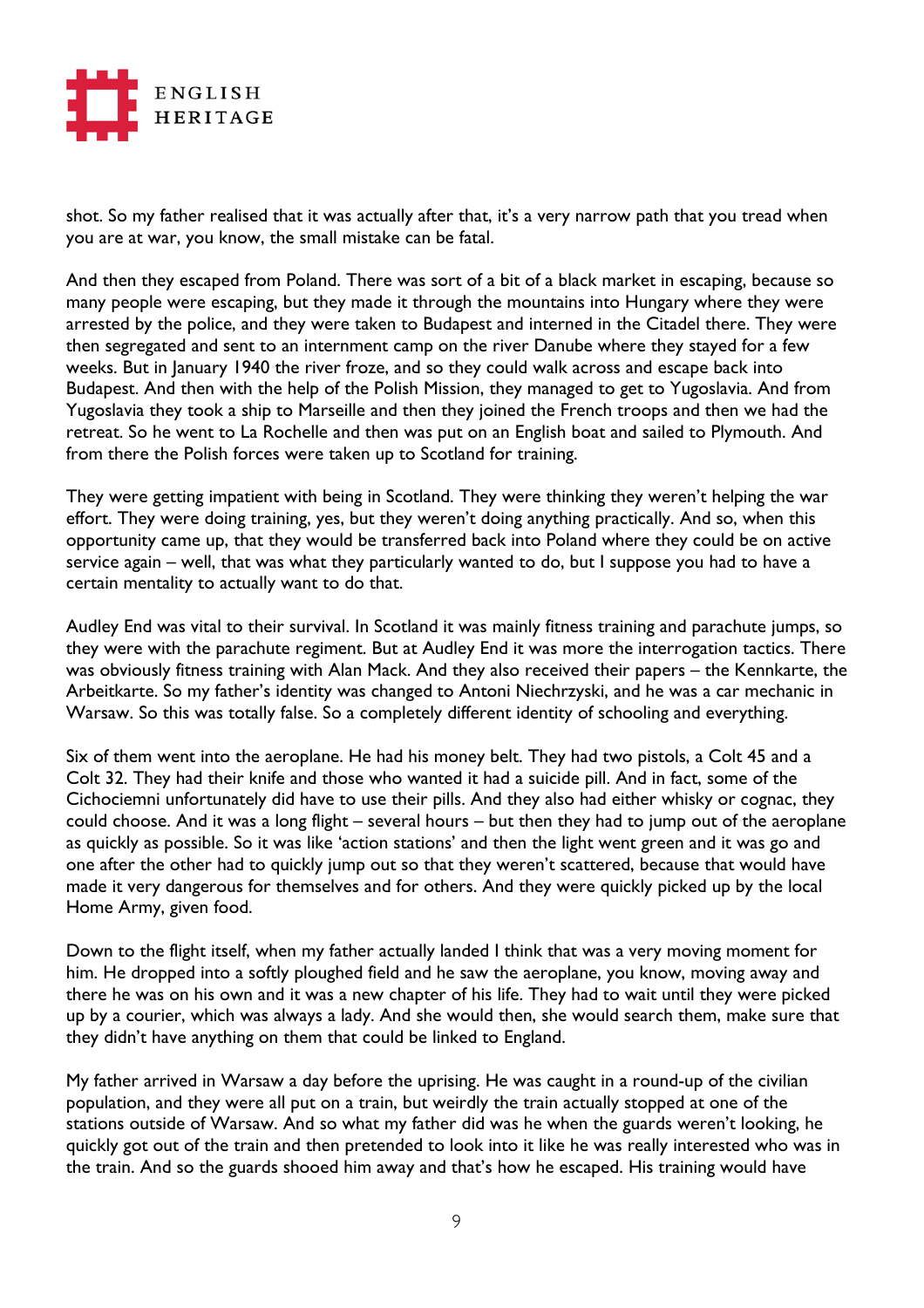shot. So my father realised that it was actually after that, it's a very narrow path that you tread when you are at war, you know, the small mistake can be fatal.

And then they escaped from Poland. There was sort of a bit of a black market in escaping, because so many people were escaping, but they made it through the mountains into Hungary where they were arrested by the police, and they were taken to Budapest and interned in the Citadel there. They were then segregated and sent to an internment camp on the river Danube where they stayed for a few weeks. But in January 1940 the river froze, and so they could walk across and escape back into Budapest. And then with the help of the Polish Mission, they managed to get to Yugoslavia. And from Yugoslavia they took a ship to Marseille and then they joined the French troops and then we had the retreat. So he went to La Rochelle and then was put on an English boat and sailed to Plymouth. And from there the Polish forces were taken up to Scotland for training.

They were getting impatient with being in Scotland. They were thinking they weren't helping the war effort. They were doing training, yes, but they weren't doing anything practically. And so, when this opportunity came up, that they would be transferred back into Poland where they could be on active service again – well, that was what they particularly wanted to do, but I suppose you had to have a certain mentality to actually want to do that.

Audley End was vital to their survival. In Scotland it was mainly fitness training and parachute jumps, so they were with the parachute regiment. But at Audley End it was more the interrogation tactics. There was obviously fitness training with Alan Mack. And they also received their papers – the Kennkarte, the Arbeitkarte. So my father's identity was changed to Antoni Niechrzyski, and he was a car mechanic in Warsaw. So this was totally false. So a completely different identity of schooling and everything.

Six of them went into the aeroplane. He had his money belt. They had two pistols, a Colt 45 and a Colt 32. They had their knife and those who wanted it had a suicide pill. And in fact, some of the Cichociemni unfortunately did have to use their pills. And they also had either whisky or cognac, they could choose. And it was a long flight – several hours – but then they had to jump out of the aeroplane as quickly as possible. So it was like 'action stations' and then the light went green and it was go and one after the other had to quickly jump out so that they weren't scattered, because that would have made it very dangerous for themselves and for others. And they were quickly picked up by the local Home Army, given food.

Down to the flight itself, when my father actually landed I think that was a very moving moment for him. He dropped into a softly ploughed field and he saw the aeroplane, you know, moving away and there he was on his own and it was a new chapter of his life. They had to wait until they were picked up by a courier, which was always a lady. And she would then, she would search them, make sure that they didn't have anything on them that could be linked to England.

My father arrived in Warsaw a day before the uprising. He was caught in a round-up of the civilian population, and they were all put on a train, but weirdly the train actually stopped at one of the stations outside of Warsaw. And so what my father did was he when the guards weren't looking, he quickly got out of the train and then pretended to look into it like he was really interested who was in the train. And so the guards shooed him away and that's how he escaped. His training would have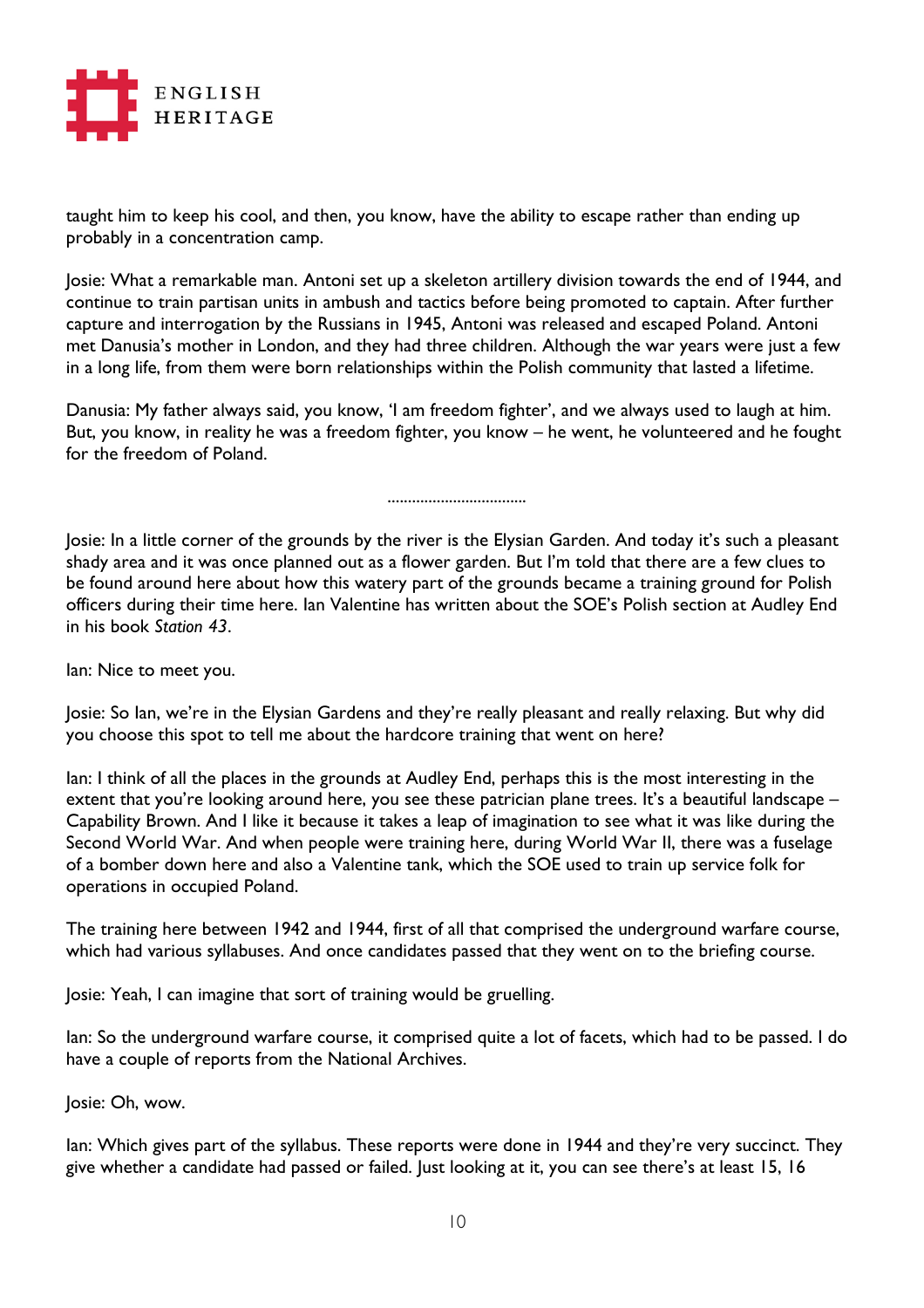taught him to keep his cool, and then, you know, have the ability to escape rather than ending up probably in a concentration camp.

Josie: What a remarkable man. Antoni set up a skeleton artillery division towards the end of 1944, and continue to train partisan units in ambush and tactics before being promoted to captain. After further capture and interrogation by the Russians in 1945, Antoni was released and escaped Poland. Antoni met Danusia's mother in London, and they had three children. Although the war years were just a few in a long life, from them were born relationships within the Polish community that lasted a lifetime.

Danusia: My father always said, you know, 'I am freedom fighter', and we always used to laugh at him. But, you know, in reality he was a freedom fighter, you know – he went, he volunteered and he fought for the freedom of Poland.

………………………………

Josie: In a little corner of the grounds by the river is the Elysian Garden. And today it's such a pleasant shady area and it was once planned out as a flower garden. But I'm told that there are a few clues to be found around here about how this watery part of the grounds became a training ground for Polish officers during their time here. Ian Valentine has written about the SOE's Polish section at Audley End in his book *Station 43*.

Ian: Nice to meet you.

Josie: So Ian, we're in the Elysian Gardens and they're really pleasant and really relaxing. But why did you choose this spot to tell me about the hardcore training that went on here?

Ian: I think of all the places in the grounds at Audley End, perhaps this is the most interesting in the extent that you're looking around here, you see these patrician plane trees. It's a beautiful landscape – Capability Brown. And I like it because it takes a leap of imagination to see what it was like during the Second World War. And when people were training here, during World War II, there was a fuselage of a bomber down here and also a Valentine tank, which the SOE used to train up service folk for operations in occupied Poland.

The training here between 1942 and 1944, first of all that comprised the underground warfare course, which had various syllabuses. And once candidates passed that they went on to the briefing course.

Josie: Yeah, I can imagine that sort of training would be gruelling.

Ian: So the underground warfare course, it comprised quite a lot of facets, which had to be passed. I do have a couple of reports from the National Archives.

Josie: Oh, wow.

Ian: Which gives part of the syllabus. These reports were done in 1944 and they're very succinct. They give whether a candidate had passed or failed. Just looking at it, you can see there's at least 15, 16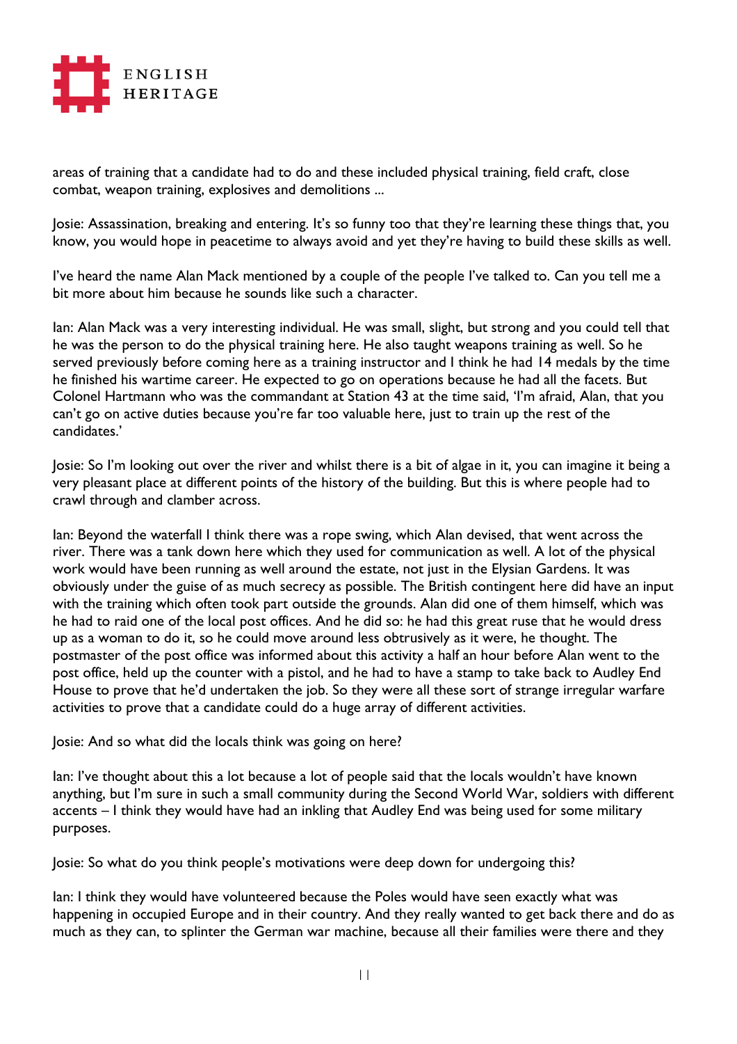areas of training that a candidate had to do and these included physical training, field craft, close combat, weapon training, explosives and demolitions ...

Josie: Assassination, breaking and entering. It's so funny too that they're learning these things that, you know, you would hope in peacetime to always avoid and yet they're having to build these skills as well.

I've heard the name Alan Mack mentioned by a couple of the people I've talked to. Can you tell me a bit more about him because he sounds like such a character.

Ian: Alan Mack was a very interesting individual. He was small, slight, but strong and you could tell that he was the person to do the physical training here. He also taught weapons training as well. So he served previously before coming here as a training instructor and I think he had 14 medals by the time he finished his wartime career. He expected to go on operations because he had all the facets. But Colonel Hartmann who was the commandant at Station 43 at the time said, 'I'm afraid, Alan, that you can't go on active duties because you're far too valuable here, just to train up the rest of the candidates.'

Josie: So I'm looking out over the river and whilst there is a bit of algae in it, you can imagine it being a very pleasant place at different points of the history of the building. But this is where people had to crawl through and clamber across.

Ian: Beyond the waterfall I think there was a rope swing, which Alan devised, that went across the river. There was a tank down here which they used for communication as well. A lot of the physical work would have been running as well around the estate, not just in the Elysian Gardens. It was obviously under the guise of as much secrecy as possible. The British contingent here did have an input with the training which often took part outside the grounds. Alan did one of them himself, which was he had to raid one of the local post offices. And he did so: he had this great ruse that he would dress up as a woman to do it, so he could move around less obtrusively as it were, he thought. The postmaster of the post office was informed about this activity a half an hour before Alan went to the post office, held up the counter with a pistol, and he had to have a stamp to take back to Audley End House to prove that he'd undertaken the job. So they were all these sort of strange irregular warfare activities to prove that a candidate could do a huge array of different activities.

Josie: And so what did the locals think was going on here?

Ian: I've thought about this a lot because a lot of people said that the locals wouldn't have known anything, but I'm sure in such a small community during the Second World War, soldiers with different accents – I think they would have had an inkling that Audley End was being used for some military purposes.

Josie: So what do you think people's motivations were deep down for undergoing this?

Ian: I think they would have volunteered because the Poles would have seen exactly what was happening in occupied Europe and in their country. And they really wanted to get back there and do as much as they can, to splinter the German war machine, because all their families were there and they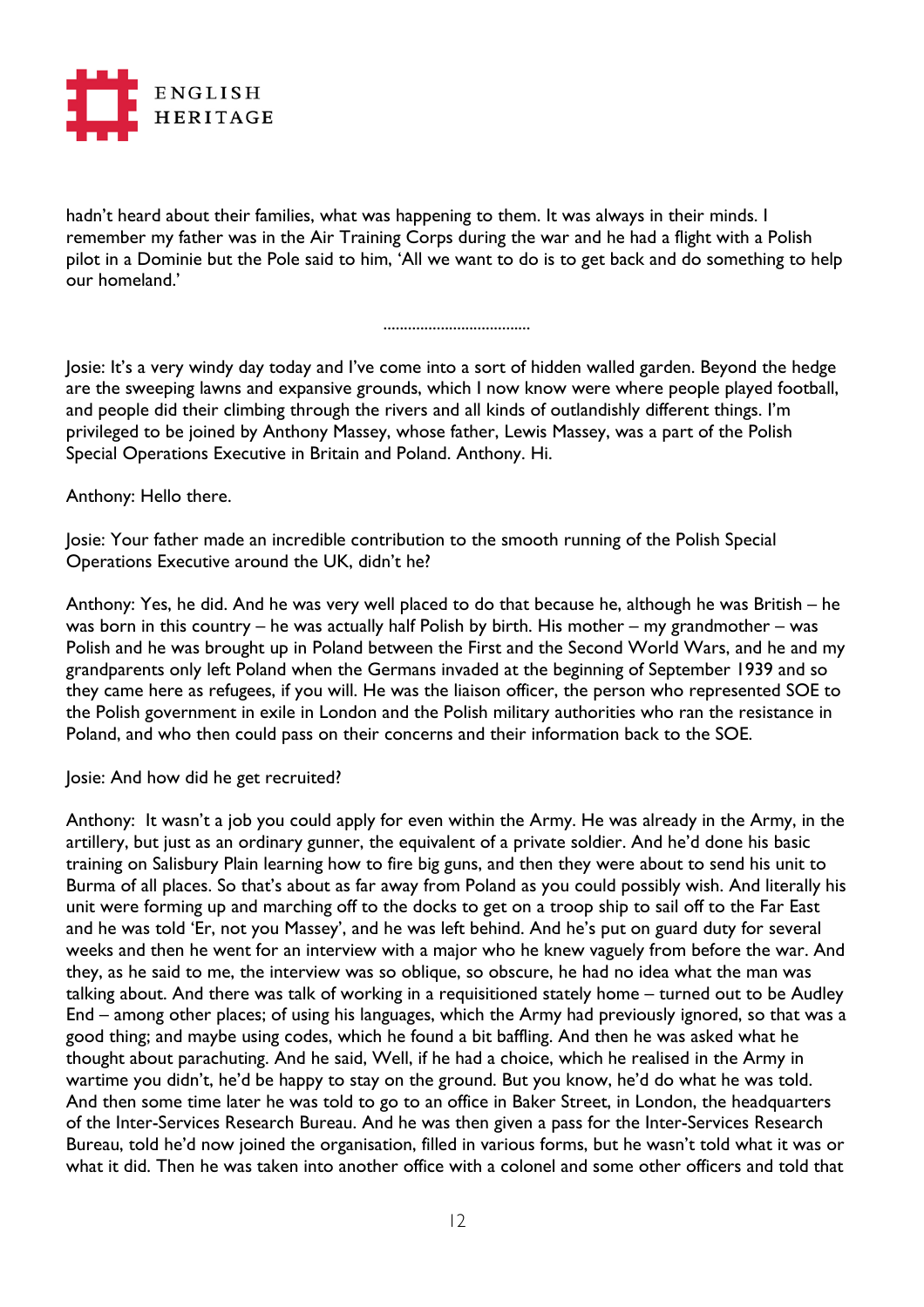hadn't heard about their families, what was happening to them. It was always in their minds. I remember my father was in the Air Training Corps during the war and he had a flight with a Polish pilot in a Dominie but the Pole said to him, 'All we want to do is to get back and do something to help our homeland.'

………………………………

Josie: It's a very windy day today and I've come into a sort of hidden walled garden. Beyond the hedge are the sweeping lawns and expansive grounds, which I now know were where people played football, and people did their climbing through the rivers and all kinds of outlandishly different things. I'm privileged to be joined by Anthony Massey, whose father, Lewis Massey, was a part of the Polish Special Operations Executive in Britain and Poland. Anthony. Hi.

Anthony: Hello there.

Josie: Your father made an incredible contribution to the smooth running of the Polish Special Operations Executive around the UK, didn't he?

Anthony: Yes, he did. And he was very well placed to do that because he, although he was British – he was born in this country – he was actually half Polish by birth. His mother – my grandmother – was Polish and he was brought up in Poland between the First and the Second World Wars, and he and my grandparents only left Poland when the Germans invaded at the beginning of September 1939 and so they came here as refugees, if you will. He was the liaison officer, the person who represented SOE to the Polish government in exile in London and the Polish military authorities who ran the resistance in Poland, and who then could pass on their concerns and their information back to the SOE.

Josie: And how did he get recruited?

Anthony: It wasn't a job you could apply for even within the Army. He was already in the Army, in the artillery, but just as an ordinary gunner, the equivalent of a private soldier. And he'd done his basic training on Salisbury Plain learning how to fire big guns, and then they were about to send his unit to Burma of all places. So that's about as far away from Poland as you could possibly wish. And literally his unit were forming up and marching off to the docks to get on a troop ship to sail off to the Far East and he was told 'Er, not you Massey', and he was left behind. And he's put on guard duty for several weeks and then he went for an interview with a major who he knew vaguely from before the war. And they, as he said to me, the interview was so oblique, so obscure, he had no idea what the man was talking about. And there was talk of working in a requisitioned stately home – turned out to be Audley End – among other places; of using his languages, which the Army had previously ignored, so that was a good thing; and maybe using codes, which he found a bit baffling. And then he was asked what he thought about parachuting. And he said, Well, if he had a choice, which he realised in the Army in wartime you didn't, he'd be happy to stay on the ground. But you know, he'd do what he was told. And then some time later he was told to go to an office in Baker Street, in London, the headquarters of the Inter-Services Research Bureau. And he was then given a pass for the Inter-Services Research Bureau, told he'd now joined the organisation, filled in various forms, but he wasn't told what it was or what it did. Then he was taken into another office with a colonel and some other officers and told that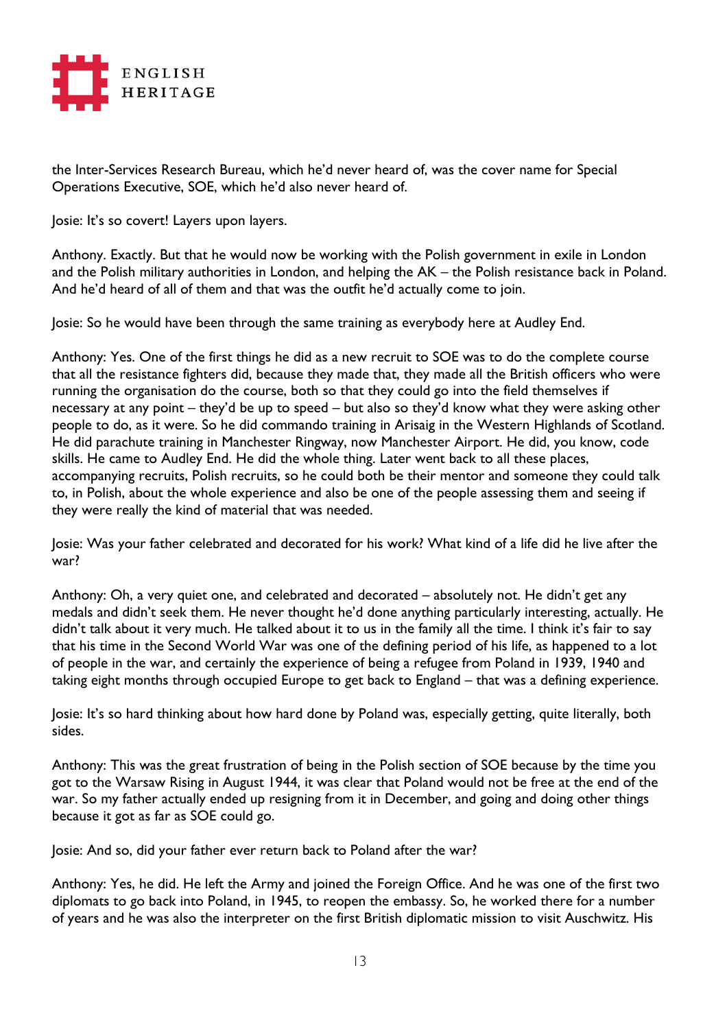the Inter-Services Research Bureau, which he'd never heard of, was the cover name for Special Operations Executive, SOE, which he'd also never heard of.

Josie: It's so covert! Layers upon layers.

Anthony. Exactly. But that he would now be working with the Polish government in exile in London and the Polish military authorities in London, and helping the AK – the Polish resistance back in Poland. And he'd heard of all of them and that was the outfit he'd actually come to join.

Josie: So he would have been through the same training as everybody here at Audley End.

Anthony: Yes. One of the first things he did as a new recruit to SOE was to do the complete course that all the resistance fighters did, because they made that, they made all the British officers who were running the organisation do the course, both so that they could go into the field themselves if necessary at any point – they'd be up to speed – but also so they'd know what they were asking other people to do, as it were. So he did commando training in Arisaig in the Western Highlands of Scotland. He did parachute training in Manchester Ringway, now Manchester Airport. He did, you know, code skills. He came to Audley End. He did the whole thing. Later went back to all these places, accompanying recruits, Polish recruits, so he could both be their mentor and someone they could talk to, in Polish, about the whole experience and also be one of the people assessing them and seeing if they were really the kind of material that was needed.

Josie: Was your father celebrated and decorated for his work? What kind of a life did he live after the war?

Anthony: Oh, a very quiet one, and celebrated and decorated – absolutely not. He didn't get any medals and didn't seek them. He never thought he'd done anything particularly interesting, actually. He didn't talk about it very much. He talked about it to us in the family all the time. I think it's fair to say that his time in the Second World War was one of the defining period of his life, as happened to a lot of people in the war, and certainly the experience of being a refugee from Poland in 1939, 1940 and taking eight months through occupied Europe to get back to England – that was a defining experience.

Josie: It's so hard thinking about how hard done by Poland was, especially getting, quite literally, both sides.

Anthony: This was the great frustration of being in the Polish section of SOE because by the time you got to the Warsaw Rising in August 1944, it was clear that Poland would not be free at the end of the war. So my father actually ended up resigning from it in December, and going and doing other things because it got as far as SOE could go.

Josie: And so, did your father ever return back to Poland after the war?

Anthony: Yes, he did. He left the Army and joined the Foreign Office. And he was one of the first two diplomats to go back into Poland, in 1945, to reopen the embassy. So, he worked there for a number of years and he was also the interpreter on the first British diplomatic mission to visit Auschwitz. His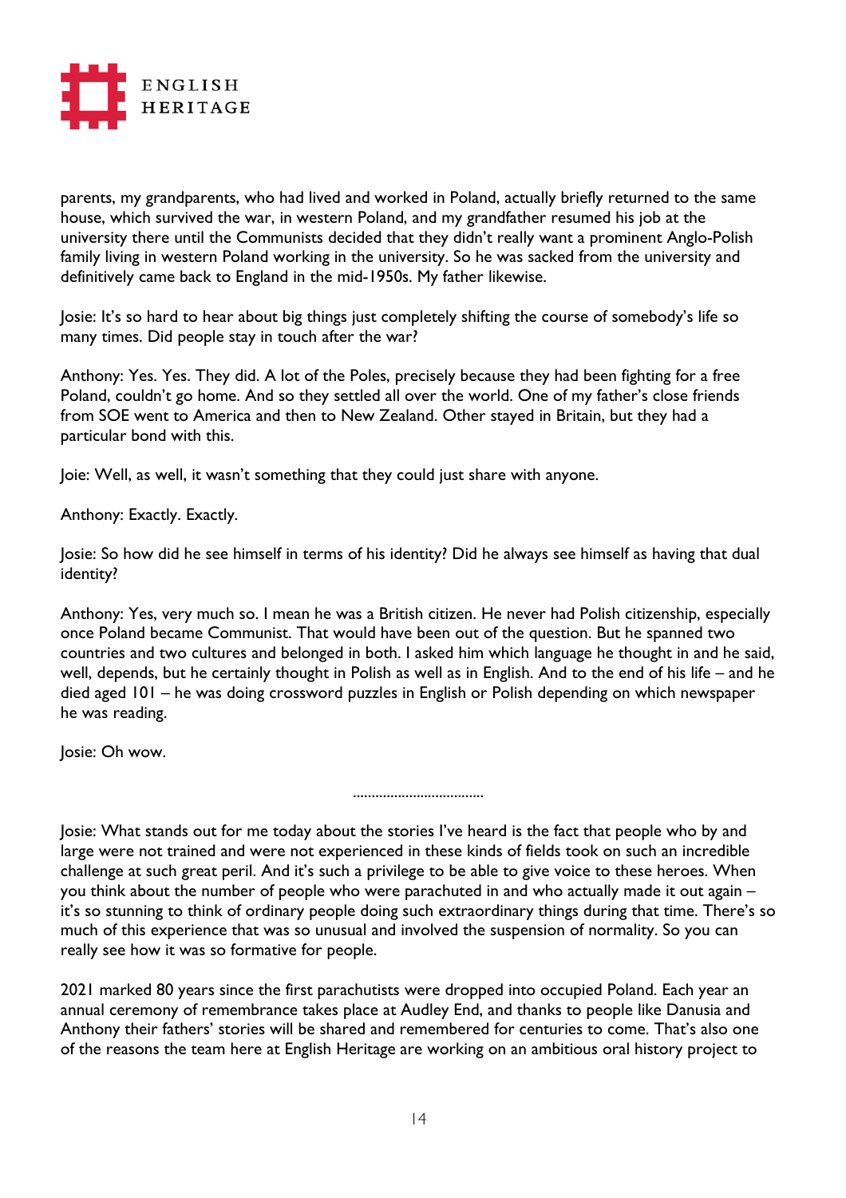parents, my grandparents, who had lived and worked in Poland, actually briefly returned to the same house, which survived the war, in western Poland, and my grandfather resumed his job at the university there until the Communists decided that they didn't really want a prominent Anglo-Polish family living in western Poland working in the university. So he was sacked from the university and definitively came back to England in the mid-1950s. My father likewise.

Josie: It's so hard to hear about big things just completely shifting the course of somebody's life so many times. Did people stay in touch after the war?

Anthony: Yes. Yes. They did. A lot of the Poles, precisely because they had been fighting for a free Poland, couldn't go home. And so they settled all over the world. One of my father's close friends from SOE went to America and then to New Zealand. Other stayed in Britain, but they had a particular bond with this.

Joie: Well, as well, it wasn't something that they could just share with anyone.

Anthony: Exactly. Exactly.

Josie: So how did he see himself in terms of his identity? Did he always see himself as having that dual identity?

Anthony: Yes, very much so. I mean he was a British citizen. He never had Polish citizenship, especially once Poland became Communist. That would have been out of the question. But he spanned two countries and two cultures and belonged in both. I asked him which language he thought in and he said, well, depends, but he certainly thought in Polish as well as in English. And to the end of his life – and he died aged 101 – he was doing crossword puzzles in English or Polish depending on which newspaper he was reading.

Josie: Oh wow.

..................................

Josie: What stands out for me today about the stories I've heard is the fact that people who by and large were not trained and were not experienced in these kinds of fields took on such an incredible challenge at such great peril. And it's such a privilege to be able to give voice to these heroes. When you think about the number of people who were parachuted in and who actually made it out again – it's so stunning to think of ordinary people doing such extraordinary things during that time. There's so much of this experience that was so unusual and involved the suspension of normality. So you can really see how it was so formative for people.

2021 marked 80 years since the first parachutists were dropped into occupied Poland. Each year an annual ceremony of remembrance takes place at Audley End, and thanks to people like Danusia and Anthony their fathers' stories will be shared and remembered for centuries to come. That's also one of the reasons the team here at English Heritage are working on an ambitious oral history project to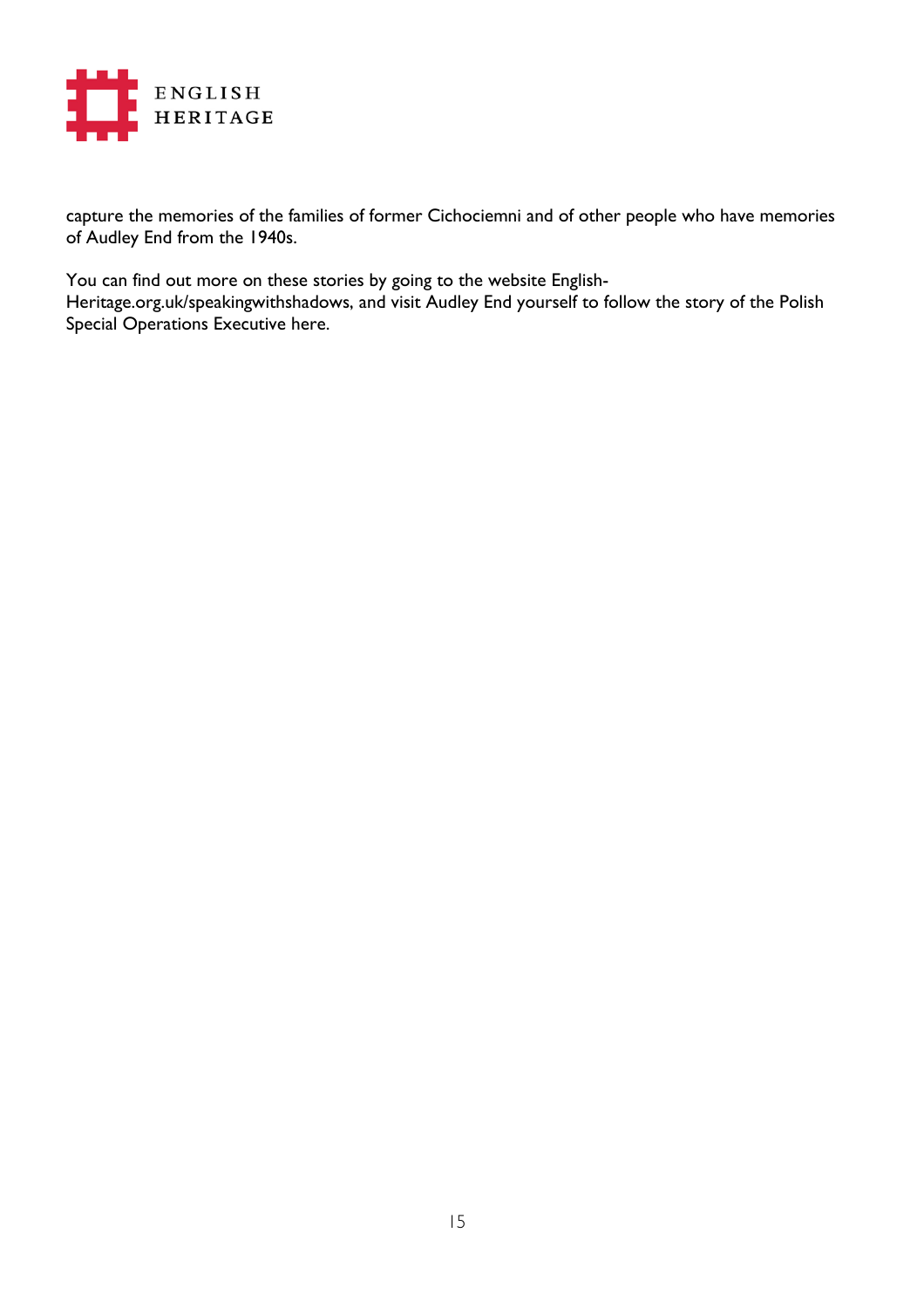capture the memories of the families of former Cichociemni and of other people who have memories of Audley End from the 1940s.

You can find out more on these stories by going to the website English-Heritage.org.uk/speakingwithshadows, and visit Audley End yourself to follow the story of the Polish Special Operations Executive here.